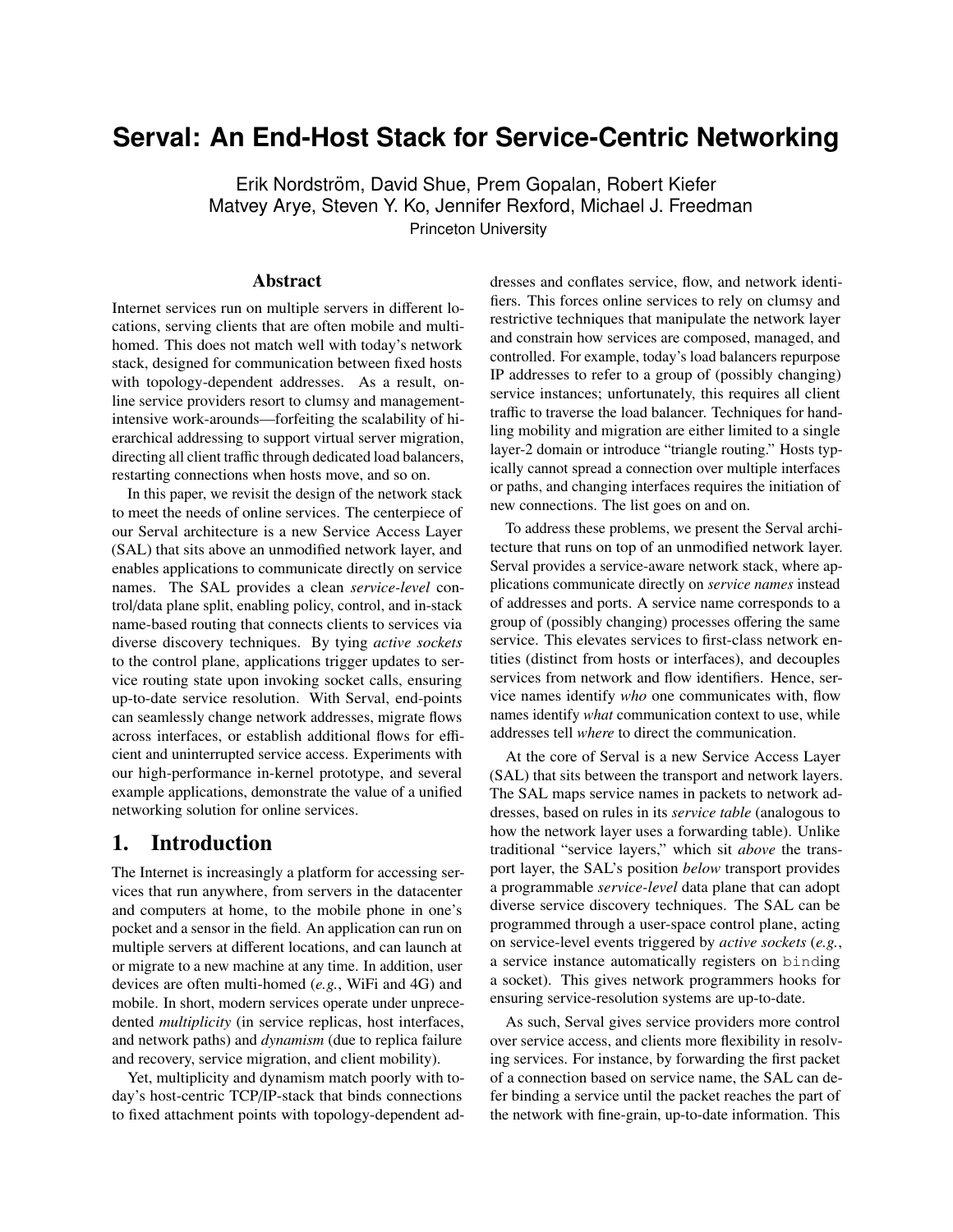# Serval: An End-Host Stack for Service-Centric Networking

Erik Nordström, David Shue, Prem Gopalan, Robert Kiefer
Matvey Arye, Steven Y. Ko, Jennifer Rexford, Michael J. Freedman
Princeton University

## Abstract

Internet services run on multiple servers in different locations, serving clients that are often mobile and multi-homed. This does not match well with today's network stack, designed for communication between fixed hosts with topology-dependent addresses. As a result, online service providers resort to clumsy and management-intensive work-arounds—forfeiting the scalability of hierarchical addressing to support virtual server migration, directing all client traffic through dedicated load balancers, restarting connections when hosts move, and so on.

In this paper, we revisit the design of the network stack to meet the needs of online services. The centerpiece of our Serval architecture is a new Service Access Layer (SAL) that sits above an unmodified network layer, and enables applications to communicate directly on service names. The SAL provides a clean *service-level* control/data plane split, enabling policy, control, and in-stack name-based routing that connects clients to services via diverse discovery techniques. By tying *active sockets* to the control plane, applications trigger updates to service routing state upon invoking socket calls, ensuring up-to-date service resolution. With Serval, end-points can seamlessly change network addresses, migrate flows across interfaces, or establish additional flows for efficient and uninterrupted service access. Experiments with our high-performance in-kernel prototype, and several example applications, demonstrate the value of a unified networking solution for online services.

## 1. Introduction

The Internet is increasingly a platform for accessing services that run anywhere, from servers in the datacenter and computers at home, to the mobile phone in one's pocket and a sensor in the field. An application can run on multiple servers at different locations, and can launch at or migrate to a new machine at any time. In addition, user devices are often multi-homed (*e.g.*, WiFi and 4G) and mobile. In short, modern services operate under unprecedented *multiplicity* (in service replicas, host interfaces, and network paths) and *dynamism* (due to replica failure and recovery, service migration, and client mobility).

Yet, multiplicity and dynamism match poorly with today's host-centric TCP/IP-stack that binds connections to fixed attachment points with topology-dependent addresses and conflates service, flow, and network identifiers. This forces online services to rely on clumsy and restrictive techniques that manipulate the network layer and constrain how services are composed, managed, and controlled. For example, today's load balancers repurpose IP addresses to refer to a group of (possibly changing) service instances; unfortunately, this requires all client traffic to traverse the load balancer. Techniques for handling mobility and migration are either limited to a single layer-2 domain or introduce "triangle routing." Hosts typically cannot spread a connection over multiple interfaces or paths, and changing interfaces requires the initiation of new connections. The list goes on and on.

To address these problems, we present the Serval architecture that runs on top of an unmodified network layer. Serval provides a service-aware network stack, where applications communicate directly on *service names* instead of addresses and ports. A service name corresponds to a group of (possibly changing) processes offering the same service. This elevates services to first-class network entities (distinct from hosts or interfaces), and decouples services from network and flow identifiers. Hence, service names identify *who* one communicates with, flow names identify *what* communication context to use, while addresses tell *where* to direct the communication.

At the core of Serval is a new Service Access Layer (SAL) that sits between the transport and network layers. The SAL maps service names in packets to network addresses, based on rules in its *service table* (analogous to how the network layer uses a forwarding table). Unlike traditional "service layers," which sit *above* the transport layer, the SAL's position *below* transport provides a programmable *service-level* data plane that can adopt diverse service discovery techniques. The SAL can be programmed through a user-space control plane, acting on service-level events triggered by *active sockets* (*e.g.*, a service instance automatically registers on `bind`ing a socket). This gives network programmers hooks for ensuring service-resolution systems are up-to-date.

As such, Serval gives service providers more control over service access, and clients more flexibility in resolving services. For instance, by forwarding the first packet of a connection based on service name, the SAL can defer binding a service until the packet reaches the part of the network with fine-grain, up-to-date information. This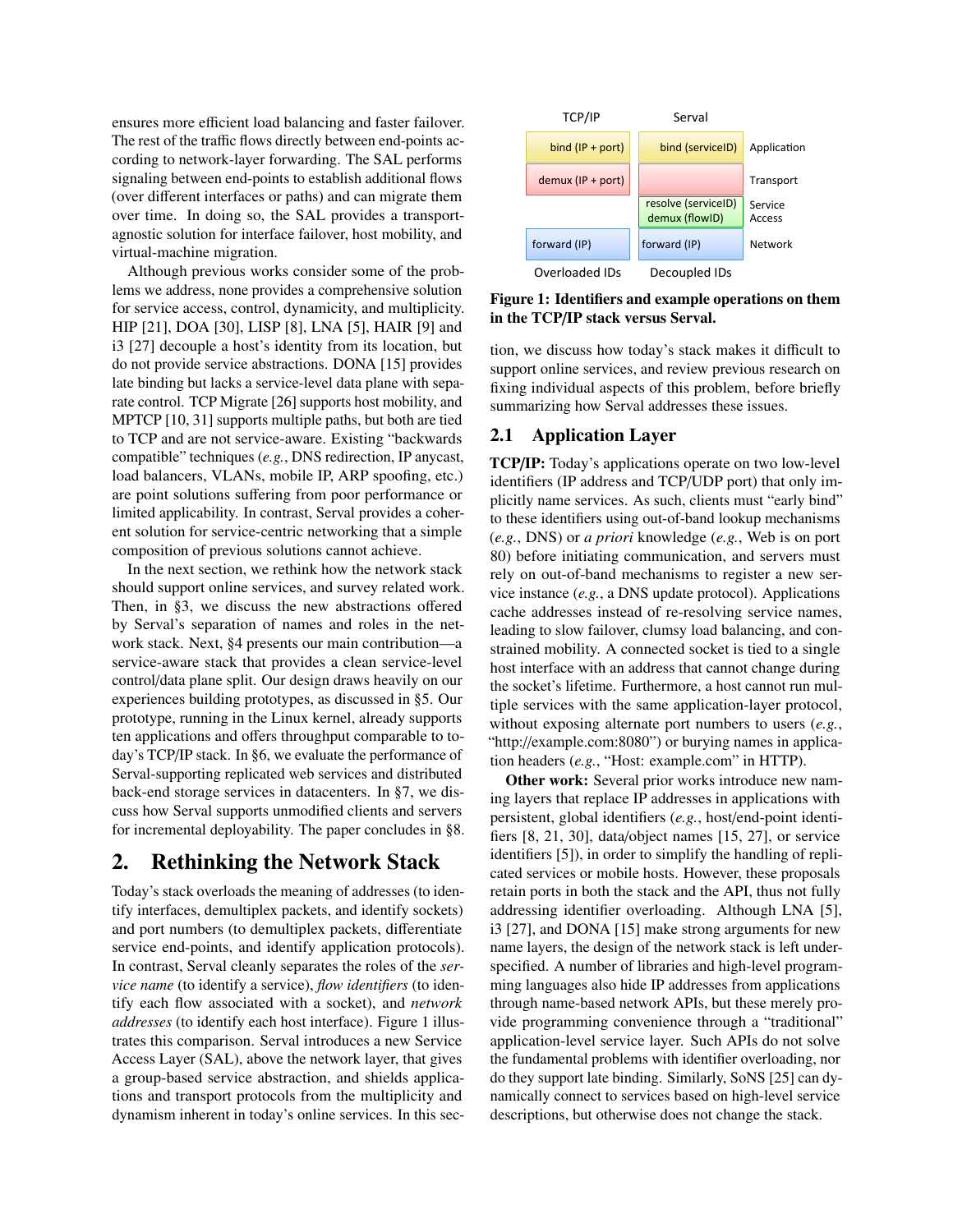ensures more efficient load balancing and faster failover. The rest of the traffic flows directly between end-points according to network-layer forwarding. The SAL performs signaling between end-points to establish additional flows (over different interfaces or paths) and can migrate them over time. In doing so, the SAL provides a transport-agnostic solution for interface failover, host mobility, and virtual-machine migration.

Although previous works consider some of the problems we address, none provides a comprehensive solution for service access, control, dynamicity, and multiplicity. HIP [21], DOA [30], LISP [8], LNA [5], HAIR [9] and i3 [27] decouple a host's identity from its location, but do not provide service abstractions. DONA [15] provides late binding but lacks a service-level data plane with separate control. TCP Migrate [26] supports host mobility, and MPTCP [10, 31] supports multiple paths, but both are tied to TCP and are not service-aware. Existing "backwards compatible" techniques (*e.g.*, DNS redirection, IP anycast, load balancers, VLANs, mobile IP, ARP spoofing, etc.) are point solutions suffering from poor performance or limited applicability. In contrast, Serval provides a coherent solution for service-centric networking that a simple composition of previous solutions cannot achieve.

In the next section, we rethink how the network stack should support online services, and survey related work. Then, in §3, we discuss the new abstractions offered by Serval's separation of names and roles in the network stack. Next, §4 presents our main contribution—a service-aware stack that provides a clean service-level control/data plane split. Our design draws heavily on our experiences building prototypes, as discussed in §5. Our prototype, running in the Linux kernel, already supports ten applications and offers throughput comparable to today's TCP/IP stack. In §6, we evaluate the performance of Serval-supporting replicated web services and distributed back-end storage services in datacenters. In §7, we discuss how Serval supports unmodified clients and servers for incremental deployability. The paper concludes in §8.

# 2. Rethinking the Network Stack

Today's stack overloads the meaning of addresses (to identify interfaces, demultiplex packets, and identify sockets) and port numbers (to demultiplex packets, differentiate service end-points, and identify application protocols). In contrast, Serval cleanly separates the roles of the *service name* (to identify a service), *flow identifiers* (to identify each flow associated with a socket), and *network addresses* (to identify each host interface). Figure 1 illustrates this comparison. Serval introduces a new Service Access Layer (SAL), above the network layer, that gives a group-based service abstraction, and shields applications and transport protocols from the multiplicity and dynamism inherent in today's online services. In this section, we discuss how today's stack makes it difficult to support online services, and review previous research on fixing individual aspects of this problem, before briefly summarizing how Serval addresses these issues.

| TCP/IP | Serval | |
|---|---|---|
| bind (IP + port) | bind (serviceID) | Application |
| demux (IP + port) | | Transport |
| | resolve (serviceID) demux (flowID) | Service Access |
| forward (IP) | forward (IP) | Network |
| Overloaded IDs | Decoupled IDs | |

**Figure 1: Identifiers and example operations on them in the TCP/IP stack versus Serval.**

## 2.1 Application Layer

**TCP/IP:** Today's applications operate on two low-level identifiers (IP address and TCP/UDP port) that only implicitly name services. As such, clients must "early bind" to these identifiers using out-of-band lookup mechanisms (*e.g.*, DNS) or *a priori* knowledge (*e.g.*, Web is on port 80) before initiating communication, and servers must rely on out-of-band mechanisms to register a new service instance (*e.g.*, a DNS update protocol). Applications cache addresses instead of re-resolving service names, leading to slow failover, clumsy load balancing, and constrained mobility. A connected socket is tied to a single host interface with an address that cannot change during the socket's lifetime. Furthermore, a host cannot run multiple services with the same application-layer protocol, without exposing alternate port numbers to users (*e.g.*, "http://example.com:8080") or burying names in application headers (*e.g.*, "Host: example.com" in HTTP).

**Other work:** Several prior works introduce new naming layers that replace IP addresses in applications with persistent, global identifiers (*e.g.*, host/end-point identifiers [8, 21, 30], data/object names [15, 27], or service identifiers [5]), in order to simplify the handling of replicated services or mobile hosts. However, these proposals retain ports in both the stack and the API, thus not fully addressing identifier overloading. Although LNA [5], i3 [27], and DONA [15] make strong arguments for new name layers, the design of the network stack is left underspecified. A number of libraries and high-level programming languages also hide IP addresses from applications through name-based network APIs, but these merely provide programming convenience through a "traditional" application-level service layer. Such APIs do not solve the fundamental problems with identifier overloading, nor do they support late binding. Similarly, SoNS [25] can dynamically connect to services based on high-level service descriptions, but otherwise does not change the stack.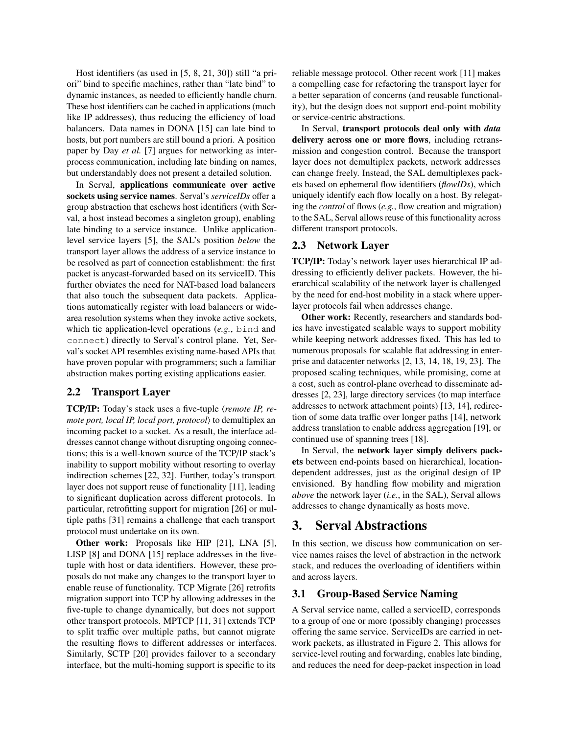Host identifiers (as used in [5, 8, 21, 30]) still "a priori" bind to specific machines, rather than "late bind" to dynamic instances, as needed to efficiently handle churn. These host identifiers can be cached in applications (much like IP addresses), thus reducing the efficiency of load balancers. Data names in DONA [15] can late bind to hosts, but port numbers are still bound a priori. A position paper by Day *et al.* [7] argues for networking as interprocess communication, including late binding on names, but understandably does not present a detailed solution.

In Serval, **applications communicate over active sockets using service names**. Serval's *serviceIDs* offer a group abstraction that eschews host identifiers (with Serval, a host instead becomes a singleton group), enabling late binding to a service instance. Unlike application-level service layers [5], the SAL's position *below* the transport layer allows the address of a service instance to be resolved as part of connection establishment: the first packet is anycast-forwarded based on its serviceID. This further obviates the need for NAT-based load balancers that also touch the subsequent data packets. Applications automatically register with load balancers or wide-area resolution systems when they invoke active sockets, which tie application-level operations (*e.g.*, `bind` and `connect`) directly to Serval's control plane. Yet, Serval's socket API resembles existing name-based APIs that have proven popular with programmers; such a familiar abstraction makes porting existing applications easier.

## 2.2 Transport Layer

**TCP/IP:** Today's stack uses a five-tuple ⟨*remote IP, remote port, local IP, local port, protocol*⟩ to demultiplex an incoming packet to a socket. As a result, the interface addresses cannot change without disrupting ongoing connections; this is a well-known source of the TCP/IP stack's inability to support mobility without resorting to overlay indirection schemes [22, 32]. Further, today's transport layer does not support reuse of functionality [11], leading to significant duplication across different protocols. In particular, retrofitting support for migration [26] or multiple paths [31] remains a challenge that each transport protocol must undertake on its own.

**Other work:** Proposals like HIP [21], LNA [5], LISP [8] and DONA [15] replace addresses in the five-tuple with host or data identifiers. However, these proposals do not make any changes to the transport layer to enable reuse of functionality. TCP Migrate [26] retrofits migration support into TCP by allowing addresses in the five-tuple to change dynamically, but does not support other transport protocols. MPTCP [11, 31] extends TCP to split traffic over multiple paths, but cannot migrate the resulting flows to different addresses or interfaces. Similarly, SCTP [20] provides failover to a secondary interface, but the multi-homing support is specific to its reliable message protocol. Other recent work [11] makes a compelling case for refactoring the transport layer for a better separation of concerns (and reusable functionality), but the design does not support end-point mobility or service-centric abstractions.

In Serval, **transport protocols deal only with *data* delivery across one or more flows**, including retransmission and congestion control. Because the transport layer does not demultiplex packets, network addresses can change freely. Instead, the SAL demultiplexes packets based on ephemeral flow identifiers (*flowIDs*), which uniquely identify each flow locally on a host. By relegating the *control* of flows (*e.g.*, flow creation and migration) to the SAL, Serval allows reuse of this functionality across different transport protocols.

## 2.3 Network Layer

**TCP/IP:** Today's network layer uses hierarchical IP addressing to efficiently deliver packets. However, the hierarchical scalability of the network layer is challenged by the need for end-host mobility in a stack where upper-layer protocols fail when addresses change.

**Other work:** Recently, researchers and standards bodies have investigated scalable ways to support mobility while keeping network addresses fixed. This has led to numerous proposals for scalable flat addressing in enterprise and datacenter networks [2, 13, 14, 18, 19, 23]. The proposed scaling techniques, while promising, come at a cost, such as control-plane overhead to disseminate addresses [2, 23], large directory services (to map interface addresses to network attachment points) [13, 14], redirection of some data traffic over longer paths [14], network address translation to enable address aggregation [19], or continued use of spanning trees [18].

In Serval, the **network layer simply delivers packets** between end-points based on hierarchical, location-dependent addresses, just as the original design of IP envisioned. By handling flow mobility and migration *above* the network layer (*i.e.*, in the SAL), Serval allows addresses to change dynamically as hosts move.

# 3. Serval Abstractions

In this section, we discuss how communication on service names raises the level of abstraction in the network stack, and reduces the overloading of identifiers within and across layers.

## 3.1 Group-Based Service Naming

A Serval service name, called a serviceID, corresponds to a group of one or more (possibly changing) processes offering the same service. ServiceIDs are carried in network packets, as illustrated in Figure 2. This allows for service-level routing and forwarding, enables late binding, and reduces the need for deep-packet inspection in load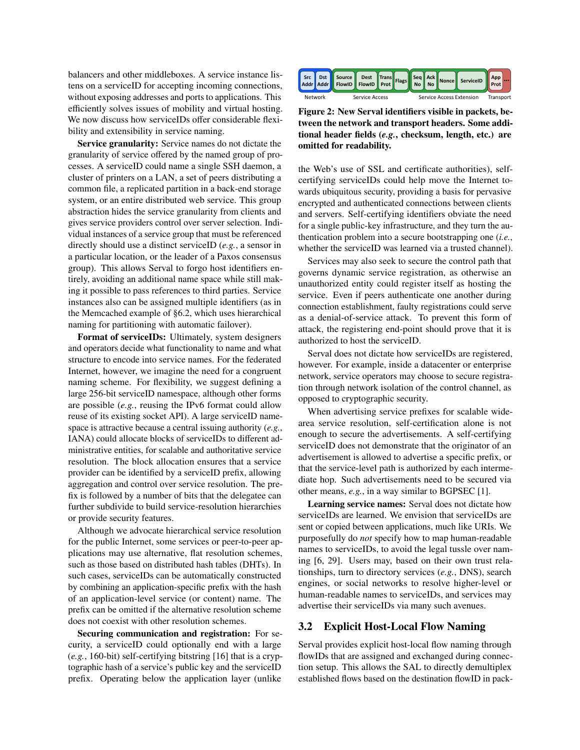balancers and other middleboxes. A service instance listens on a serviceID for accepting incoming connections, without exposing addresses and ports to applications. This efficiently solves issues of mobility and virtual hosting. We now discuss how serviceIDs offer considerable flexibility and extensibility in service naming.

**Service granularity:** Service names do not dictate the granularity of service offered by the named group of processes. A serviceID could name a single SSH daemon, a cluster of printers on a LAN, a set of peers distributing a common file, a replicated partition in a back-end storage system, or an entire distributed web service. This group abstraction hides the service granularity from clients and gives service providers control over server selection. Individual instances of a service group that must be referenced directly should use a distinct serviceID (*e.g.*, a sensor in a particular location, or the leader of a Paxos consensus group). This allows Serval to forgo host identifiers entirely, avoiding an additional name space while still making it possible to pass references to third parties. Service instances also can be assigned multiple identifiers (as in the Memcached example of §6.2, which uses hierarchical naming for partitioning with automatic failover).

**Format of serviceIDs:** Ultimately, system designers and operators decide what functionality to name and what structure to encode into service names. For the federated Internet, however, we imagine the need for a congruent naming scheme. For flexibility, we suggest defining a large 256-bit serviceID namespace, although other forms are possible (*e.g.*, reusing the IPv6 format could allow reuse of its existing socket API). A large serviceID namespace is attractive because a central issuing authority (*e.g.*, IANA) could allocate blocks of serviceIDs to different administrative entities, for scalable and authoritative service resolution. The block allocation ensures that a service provider can be identified by a serviceID prefix, allowing aggregation and control over service resolution. The prefix is followed by a number of bits that the delegatee can further subdivide to build service-resolution hierarchies or provide security features.

Although we advocate hierarchical service resolution for the public Internet, some services or peer-to-peer applications may use alternative, flat resolution schemes, such as those based on distributed hash tables (DHTs). In such cases, serviceIDs can be automatically constructed by combining an application-specific prefix with the hash of an application-level service (or content) name. The prefix can be omitted if the alternative resolution scheme does not coexist with other resolution schemes.

**Securing communication and registration:** For security, a serviceID could optionally end with a large (*e.g.*, 160-bit) self-certifying bitstring [16] that is a cryptographic hash of a service's public key and the serviceID prefix. Operating below the application layer (unlike the Web's use of SSL and certificate authorities), self-certifying serviceIDs could help move the Internet towards ubiquitous security, providing a basis for pervasive encrypted and authenticated connections between clients and servers. Self-certifying identifiers obviate the need for a single public-key infrastructure, and they turn the authentication problem into a secure bootstrapping one (*i.e.*, whether the serviceID was learned via a trusted channel).

| Src Addr | Dst Addr | Source FlowID | Dest FlowID | Trans Prot | Flags | Seq No | Ack No | Nonce | ServiceID | App Prot | ... |
|---|---|---|---|---|---|---|---|---|---|---|---|
| Network | | Service Access | | | | Service Access Extension | | | | Transport | |

**Figure 2: New Serval identifiers visible in packets, between the network and transport headers. Some additional header fields (*e.g.*, checksum, length, etc.) are omitted for readability.**

Services may also seek to secure the control path that governs dynamic service registration, as otherwise an unauthorized entity could register itself as hosting the service. Even if peers authenticate one another during connection establishment, faulty registrations could serve as a denial-of-service attack. To prevent this form of attack, the registering end-point should prove that it is authorized to host the serviceID.

Serval does not dictate how serviceIDs are registered, however. For example, inside a datacenter or enterprise network, service operators may choose to secure registration through network isolation of the control channel, as opposed to cryptographic security.

When advertising service prefixes for scalable wide-area service resolution, self-certification alone is not enough to secure the advertisements. A self-certifying serviceID does not demonstrate that the originator of an advertisement is allowed to advertise a specific prefix, or that the service-level path is authorized by each intermediate hop. Such advertisements need to be secured via other means, *e.g.*, in a way similar to BGPSEC [1].

**Learning service names:** Serval does not dictate how serviceIDs are learned. We envision that serviceIDs are sent or copied between applications, much like URIs. We purposefully do *not* specify how to map human-readable names to serviceIDs, to avoid the legal tussle over naming [6, 29]. Users may, based on their own trust relationships, turn to directory services (*e.g.*, DNS), search engines, or social networks to resolve higher-level or human-readable names to serviceIDs, and services may advertise their serviceIDs via many such avenues.

## 3.2 Explicit Host-Local Flow Naming

Serval provides explicit host-local flow naming through flowIDs that are assigned and exchanged during connection setup. This allows the SAL to directly demultiplex established flows based on the destination flowID in pack-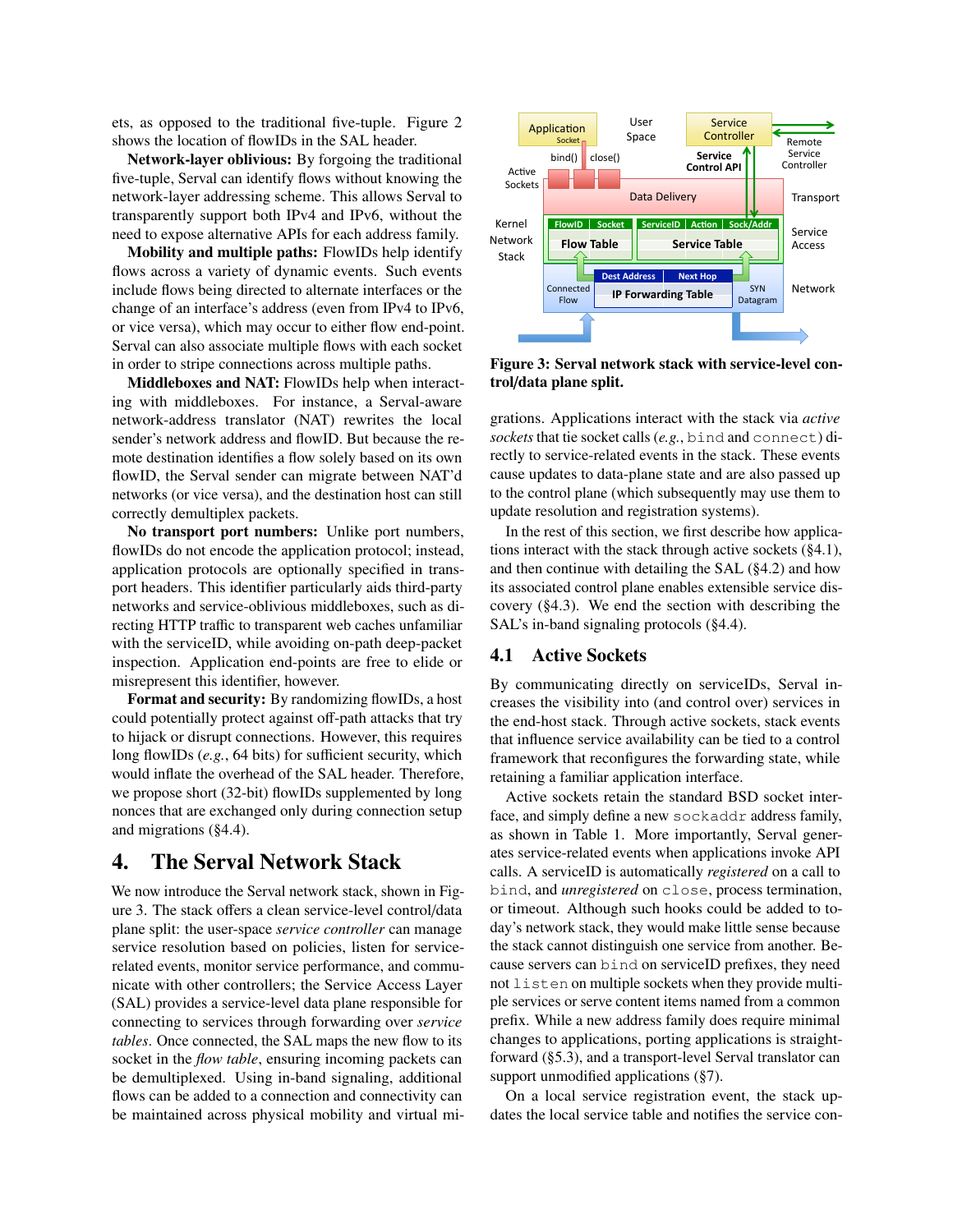ets, as opposed to the traditional five-tuple. Figure 2 shows the location of flowIDs in the SAL header.

**Network-layer oblivious:** By forgoing the traditional five-tuple, Serval can identify flows without knowing the network-layer addressing scheme. This allows Serval to transparently support both IPv4 and IPv6, without the need to expose alternative APIs for each address family.

**Mobility and multiple paths:** FlowIDs help identify flows across a variety of dynamic events. Such events include flows being directed to alternate interfaces or the change of an interface's address (even from IPv4 to IPv6, or vice versa), which may occur to either flow end-point. Serval can also associate multiple flows with each socket in order to stripe connections across multiple paths.

**Middleboxes and NAT:** FlowIDs help when interacting with middleboxes. For instance, a Serval-aware network-address translator (NAT) rewrites the local sender's network address and flowID. But because the remote destination identifies a flow solely based on its own flowID, the Serval sender can migrate between NAT'd networks (or vice versa), and the destination host can still correctly demultiplex packets.

**No transport port numbers:** Unlike port numbers, flowIDs do not encode the application protocol; instead, application protocols are optionally specified in transport headers. This identifier particularly aids third-party networks and service-oblivious middleboxes, such as directing HTTP traffic to transparent web caches unfamiliar with the serviceID, while avoiding on-path deep-packet inspection. Application end-points are free to elide or misrepresent this identifier, however.

**Format and security:** By randomizing flowIDs, a host could potentially protect against off-path attacks that try to hijack or disrupt connections. However, this requires long flowIDs (*e.g.*, 64 bits) for sufficient security, which would inflate the overhead of the SAL header. Therefore, we propose short (32-bit) flowIDs supplemented by long nonces that are exchanged only during connection setup and migrations (§4.4).

# 4. The Serval Network Stack

We now introduce the Serval network stack, shown in Figure 3. The stack offers a clean service-level control/data plane split: the user-space *service controller* can manage service resolution based on policies, listen for service-related events, monitor service performance, and communicate with other controllers; the Service Access Layer (SAL) provides a service-level data plane responsible for connecting to services through forwarding over *service tables*. Once connected, the SAL maps the new flow to its socket in the *flow table*, ensuring incoming packets can be demultiplexed. Using in-band signaling, additional flows can be added to a connection and connectivity can be maintained across physical mobility and virtual migrations. Applications interact with the stack via *active sockets* that tie socket calls (*e.g.*, `bind` and `connect`) directly to service-related events in the stack. These events cause updates to data-plane state and are also passed up to the control plane (which subsequently may use them to update resolution and registration systems).

**Figure 3: Serval network stack with service-level control/data plane split.**

In the rest of this section, we first describe how applications interact with the stack through active sockets (§4.1), and then continue with detailing the SAL (§4.2) and how its associated control plane enables extensible service discovery (§4.3). We end the section with describing the SAL's in-band signaling protocols (§4.4).

## 4.1 Active Sockets

By communicating directly on serviceIDs, Serval increases the visibility into (and control over) services in the end-host stack. Through active sockets, stack events that influence service availability can be tied to a control framework that reconfigures the forwarding state, while retaining a familiar application interface.

Active sockets retain the standard BSD socket interface, and simply define a new `sockaddr` address family, as shown in Table 1. More importantly, Serval generates service-related events when applications invoke API calls. A serviceID is automatically *registered* on a call to `bind`, and *unregistered* on `close`, process termination, or timeout. Although such hooks could be added to today's network stack, they would make little sense because the stack cannot distinguish one service from another. Because servers can `bind` on serviceID prefixes, they need not `listen` on multiple sockets when they provide multiple services or serve content items named from a common prefix. While a new address family does require minimal changes to applications, porting applications is straightforward (§5.3), and a transport-level Serval translator can support unmodified applications (§7).

On a local service registration event, the stack updates the local service table and notifies the service con-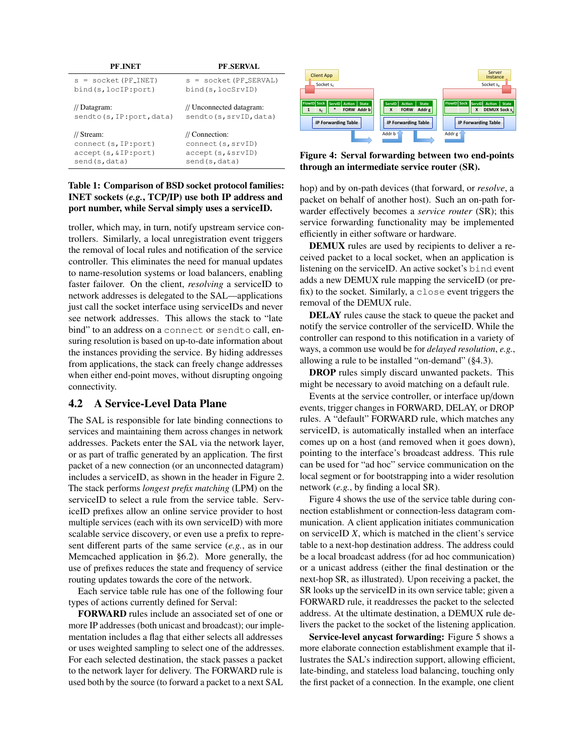| PF_INET | PF_SERVAL |
|---|---|
| `s = socket(PF_INET)` `bind(s,locIP:port)` | `s = socket(PF_SERVAL)` `bind(s,locSrvID)` |
| // Datagram: `sendto(s,IP:port,data)` | // Unconnected datagram: `sendto(s,srvID,data)` |
| // Stream: `connect(s,IP:port)` `accept(s,&IP:port)` `send(s,data)` | // Connection: `connect(s,srvID)` `accept(s,&srvID)` `send(s,data)` |

**Table 1: Comparison of BSD socket protocol families: INET sockets (*e.g.*, TCP/IP) use both IP address and port number, while Serval simply uses a serviceID.**

troller, which may, in turn, notify upstream service controllers. Similarly, a local unregistration event triggers the removal of local rules and notification of the service controller. This eliminates the need for manual updates to name-resolution systems or load balancers, enabling faster failover. On the client, *resolving* a serviceID to network addresses is delegated to the SAL—applications just call the socket interface using serviceIDs and never see network addresses. This allows the stack to "late bind" to an address on a `connect` or `sendto` call, ensuring resolution is based on up-to-date information about the instances providing the service. By hiding addresses from applications, the stack can freely change addresses when either end-point moves, without disrupting ongoing connectivity.

## 4.2 A Service-Level Data Plane

The SAL is responsible for late binding connections to services and maintaining them across changes in network addresses. Packets enter the SAL via the network layer, or as part of traffic generated by an application. The first packet of a new connection (or an unconnected datagram) includes a serviceID, as shown in the header in Figure 2. The stack performs *longest prefix matching* (LPM) on the serviceID to select a rule from the service table. ServiceID prefixes allow an online service provider to host multiple services (each with its own serviceID) with more scalable service discovery, or even use a prefix to represent different parts of the same service (*e.g.*, as in our Memcached application in §6.2). More generally, the use of prefixes reduces the state and frequency of service routing updates towards the core of the network.

Each service table rule has one of the following four types of actions currently defined for Serval:

**FORWARD** rules include an associated set of one or more IP addresses (both unicast and broadcast); our implementation includes a flag that either selects all addresses or uses weighted sampling to select one of the addresses. For each selected destination, the stack passes a packet to the network layer for delivery. The FORWARD rule is used both by the source (to forward a packet to a next SAL hop) and by on-path devices (that forward, or *resolve*, a packet on behalf of another host). Such an on-path forwarder effectively becomes a *service router* (SR); this service forwarding functionality may be implemented efficiently in either software or hardware.

**Figure 4: Serval forwarding between two end-points through an intermediate service router (SR).**

**DEMUX** rules are used by recipients to deliver a received packet to a local socket, when an application is listening on the serviceID. An active socket's `bind` event adds a new DEMUX rule mapping the serviceID (or prefix) to the socket. Similarly, a `close` event triggers the removal of the DEMUX rule.

**DELAY** rules cause the stack to queue the packet and notify the service controller of the serviceID. While the controller can respond to this notification in a variety of ways, a common use would be for *delayed resolution*, *e.g.*, allowing a rule to be installed "on-demand" (§4.3).

**DROP** rules simply discard unwanted packets. This might be necessary to avoid matching on a default rule.

Events at the service controller, or interface up/down events, trigger changes in FORWARD, DELAY, or DROP rules. A "default" FORWARD rule, which matches any serviceID, is automatically installed when an interface comes up on a host (and removed when it goes down), pointing to the interface's broadcast address. This rule can be used for "ad hoc" service communication on the local segment or for bootstrapping into a wider resolution network (*e.g.*, by finding a local SR).

Figure 4 shows the use of the service table during connection establishment or connection-less datagram communication. A client application initiates communication on serviceID *X*, which is matched in the client's service table to a next-hop destination address. The address could be a local broadcast address (for ad hoc communication) or a unicast address (either the final destination or the next-hop SR, as illustrated). Upon receiving a packet, the SR looks up the serviceID in its own service table; given a FORWARD rule, it readdresses the packet to the selected address. At the ultimate destination, a DEMUX rule delivers the packet to the socket of the listening application.

**Service-level anycast forwarding:** Figure 5 shows a more elaborate connection establishment example that illustrates the SAL's indirection support, allowing efficient, late-binding, and stateless load balancing, touching only the first packet of a connection. In the example, one client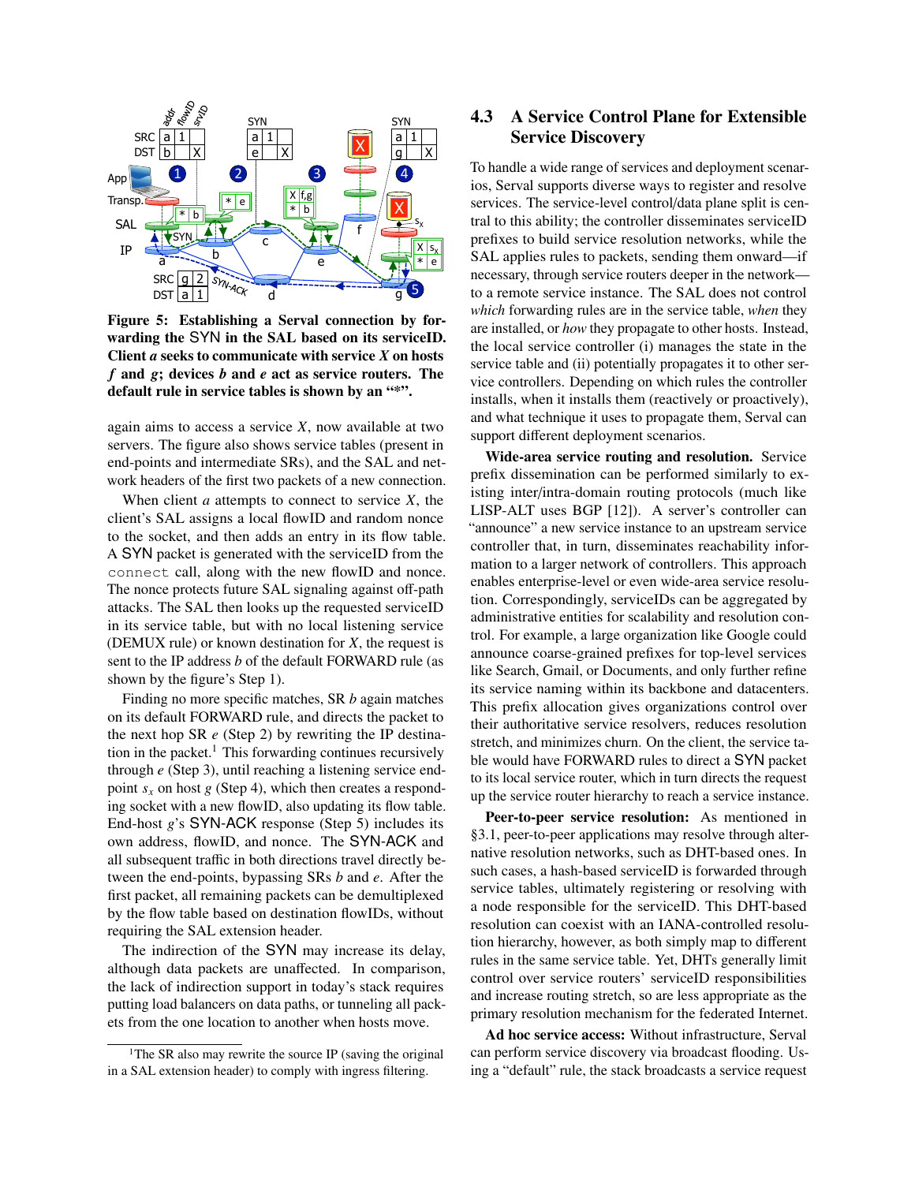**Figure 5: Establishing a Serval connection by forwarding the SYN in the SAL based on its serviceID. Client *a* seeks to communicate with service *X* on hosts *f* and *g*; devices *b* and *e* act as service routers. The default rule in service tables is shown by an "*".**

again aims to access a service *X*, now available at two servers. The figure also shows service tables (present in end-points and intermediate SRs), and the SAL and network headers of the first two packets of a new connection.

When client *a* attempts to connect to service *X*, the client's SAL assigns a local flowID and random nonce to the socket, and then adds an entry in its flow table. A SYN packet is generated with the serviceID from the `connect` call, along with the new flowID and nonce. The nonce protects future SAL signaling against off-path attacks. The SAL then looks up the requested serviceID in its service table, but with no local listening service (DEMUX rule) or known destination for *X*, the request is sent to the IP address *b* of the default FORWARD rule (as shown by the figure's Step 1).

Finding no more specific matches, SR *b* again matches on its default FORWARD rule, and directs the packet to the next hop SR *e* (Step 2) by rewriting the IP destination in the packet.[1] This forwarding continues recursively through *e* (Step 3), until reaching a listening service endpoint $s_x$ on host *g* (Step 4), which then creates a responding socket with a new flowID, also updating its flow table. End-host *g*'s SYN-ACK response (Step 5) includes its own address, flowID, and nonce. The SYN-ACK and all subsequent traffic in both directions travel directly between the end-points, bypassing SRs *b* and *e*. After the first packet, all remaining packets can be demultiplexed by the flow table based on destination flowIDs, without requiring the SAL extension header.

The indirection of the SYN may increase its delay, although data packets are unaffected. In comparison, the lack of indirection support in today's stack requires putting load balancers on data paths, or tunneling all packets from the one location to another when hosts move.

[1] The SR also may rewrite the source IP (saving the original in a SAL extension header) to comply with ingress filtering.

### 4.3 A Service Control Plane for Extensible Service Discovery

To handle a wide range of services and deployment scenarios, Serval supports diverse ways to register and resolve services. The service-level control/data plane split is central to this ability; the controller disseminates serviceID prefixes to build service resolution networks, while the SAL applies rules to packets, sending them onward—if necessary, through service routers deeper in the network—to a remote service instance. The SAL does not control *which* forwarding rules are in the service table, *when* they are installed, or *how* they propagate to other hosts. Instead, the local service controller (i) manages the state in the service table and (ii) potentially propagates it to other service controllers. Depending on which rules the controller installs, when it installs them (reactively or proactively), and what technique it uses to propagate them, Serval can support different deployment scenarios.

**Wide-area service routing and resolution.** Service prefix dissemination can be performed similarly to existing inter/intra-domain routing protocols (much like LISP-ALT uses BGP [12]). A server's controller can "announce" a new service instance to an upstream service controller that, in turn, disseminates reachability information to a larger network of controllers. This approach enables enterprise-level or even wide-area service resolution. Correspondingly, serviceIDs can be aggregated by administrative entities for scalability and resolution control. For example, a large organization like Google could announce coarse-grained prefixes for top-level services like Search, Gmail, or Documents, and only further refine its service naming within its backbone and datacenters. This prefix allocation gives organizations control over their authoritative service resolvers, reduces resolution stretch, and minimizes churn. On the client, the service table would have FORWARD rules to direct a SYN packet to its local service router, which in turn directs the request up the service router hierarchy to reach a service instance.

**Peer-to-peer service resolution:** As mentioned in §3.1, peer-to-peer applications may resolve through alternative resolution networks, such as DHT-based ones. In such cases, a hash-based serviceID is forwarded through service tables, ultimately registering or resolving with a node responsible for the serviceID. This DHT-based resolution can coexist with an IANA-controlled resolution hierarchy, however, as both simply map to different rules in the same service table. Yet, DHTs generally limit control over service routers' serviceID responsibilities and increase routing stretch, so are less appropriate as the primary resolution mechanism for the federated Internet.

**Ad hoc service access:** Without infrastructure, Serval can perform service discovery via broadcast flooding. Using a "default" rule, the stack broadcasts a service request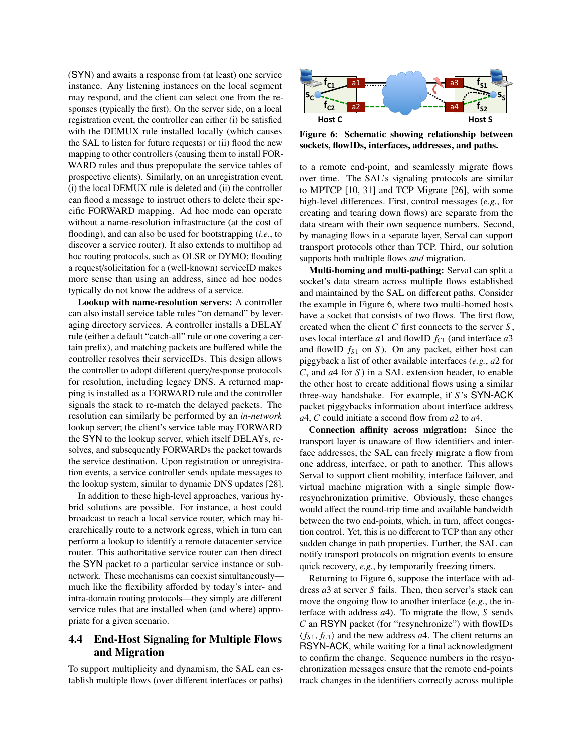(SYN) and awaits a response from (at least) one service instance. Any listening instances on the local segment may respond, and the client can select one from the responses (typically the first). On the server side, on a local registration event, the controller can either (i) be satisfied with the DEMUX rule installed locally (which causes the SAL to listen for future requests) or (ii) flood the new mapping to other controllers (causing them to install FORWARD rules and thus prepopulate the service tables of prospective clients). Similarly, on an unregistration event, (i) the local DEMUX rule is deleted and (ii) the controller can flood a message to instruct others to delete their specific FORWARD mapping. Ad hoc mode can operate without a name-resolution infrastructure (at the cost of flooding), and can also be used for bootstrapping (*i.e.*, to discover a service router). It also extends to multihop ad hoc routing protocols, such as OLSR or DYMO; flooding a request/solicitation for a (well-known) serviceID makes more sense than using an address, since ad hoc nodes typically do not know the address of a service.

**Lookup with name-resolution servers:** A controller can also install service table rules "on demand" by leveraging directory services. A controller installs a DELAY rule (either a default "catch-all" rule or one covering a certain prefix), and matching packets are buffered while the controller resolves their serviceIDs. This design allows the controller to adopt different query/response protocols for resolution, including legacy DNS. A returned mapping is installed as a FORWARD rule and the controller signals the stack to re-match the delayed packets. The resolution can similarly be performed by an *in-network* lookup server; the client's service table may FORWARD the SYN to the lookup server, which itself DELAYs, resolves, and subsequently FORWARDs the packet towards the service destination. Upon registration or unregistration events, a service controller sends update messages to the lookup system, similar to dynamic DNS updates [28].

In addition to these high-level approaches, various hybrid solutions are possible. For instance, a host could broadcast to reach a local service router, which may hierarchically route to a network egress, which in turn can perform a lookup to identify a remote datacenter service router. This authoritative service router can then direct the SYN packet to a particular service instance or subnetwork. These mechanisms can coexist simultaneously—much like the flexibility afforded by today's inter- and intra-domain routing protocols—they simply are different service rules that are installed when (and where) appropriate for a given scenario.

## 4.4 End-Host Signaling for Multiple Flows and Migration

To support multiplicity and dynamism, the SAL can establish multiple flows (over different interfaces or paths) to a remote end-point, and seamlessly migrate flows over time. The SAL's signaling protocols are similar to MPTCP [10, 31] and TCP Migrate [26], with some high-level differences. First, control messages (*e.g.*, for creating and tearing down flows) are separate from the data stream with their own sequence numbers. Second, by managing flows in a separate layer, Serval can support transport protocols other than TCP. Third, our solution supports both multiple flows *and* migration.

**Figure 6: Schematic showing relationship between sockets, flowIDs, interfaces, addresses, and paths.**

**Multi-homing and multi-pathing:** Serval can split a socket's data stream across multiple flows established and maintained by the SAL on different paths. Consider the example in Figure 6, where two multi-homed hosts have a socket that consists of two flows. The first flow, created when the client $C$ first connects to the server $S$, uses local interface $a1$ and flowID $f_{C1}$ (and interface $a3$ and flowID $f_{S1}$ on $S$). On any packet, either host can piggyback a list of other available interfaces (*e.g.*, $a2$ for $C$, and $a4$ for $S$) in a SAL extension header, to enable the other host to create additional flows using a similar three-way handshake. For example, if $S$'s SYN-ACK packet piggybacks information about interface address $a4$, $C$ could initiate a second flow from $a2$ to $a4$.

**Connection affinity across migration:** Since the transport layer is unaware of flow identifiers and interface addresses, the SAL can freely migrate a flow from one address, interface, or path to another. This allows Serval to support client mobility, interface failover, and virtual machine migration with a single simple flow-resynchronization primitive. Obviously, these changes would affect the round-trip time and available bandwidth between the two end-points, which, in turn, affect congestion control. Yet, this is no different to TCP than any other sudden change in path properties. Further, the SAL can notify transport protocols on migration events to ensure quick recovery, *e.g.*, by temporarily freezing timers.

Returning to Figure 6, suppose the interface with address $a3$ at server $S$ fails. Then, then server's stack can move the ongoing flow to another interface (*e.g.*, the interface with address $a4$). To migrate the flow, $S$ sends $C$ an RSYN packet (for "resynchronize") with flowIDs $\langle f_{S1}, f_{C1} \rangle$ and the new address $a4$. The client returns an RSYN-ACK, while waiting for a final acknowledgment to confirm the change. Sequence numbers in the resynchronization messages ensure that the remote end-points track changes in the identifiers correctly across multiple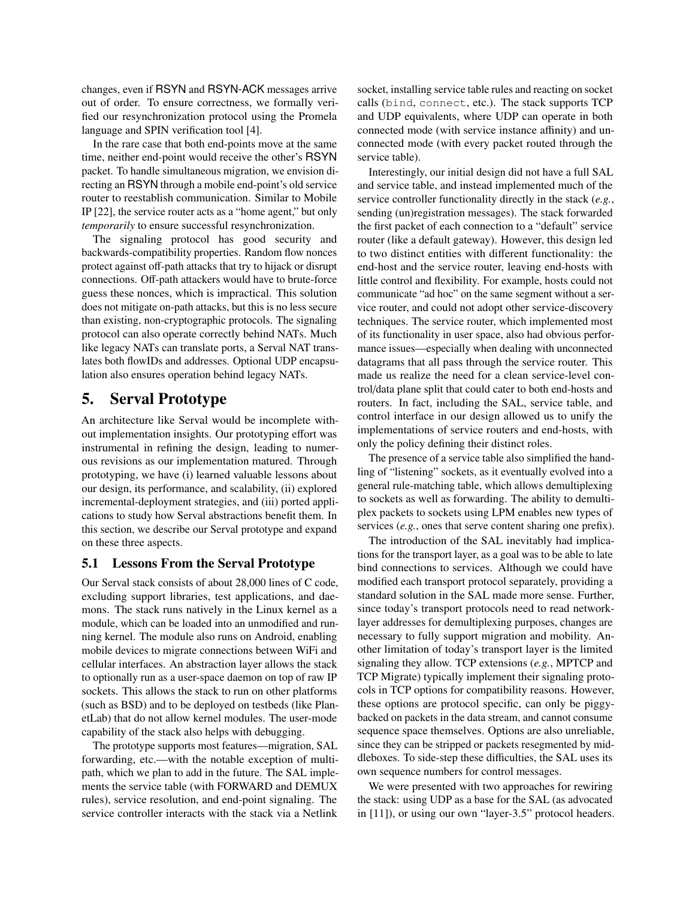changes, even if RSYN and RSYN-ACK messages arrive out of order. To ensure correctness, we formally verified our resynchronization protocol using the Promela language and SPIN verification tool [4].

In the rare case that both end-points move at the same time, neither end-point would receive the other's RSYN packet. To handle simultaneous migration, we envision directing an RSYN through a mobile end-point's old service router to reestablish communication. Similar to Mobile IP [22], the service router acts as a "home agent," but only *temporarily* to ensure successful resynchronization.

The signaling protocol has good security and backwards-compatibility properties. Random flow nonces protect against off-path attacks that try to hijack or disrupt connections. Off-path attackers would have to brute-force guess these nonces, which is impractical. This solution does not mitigate on-path attacks, but this is no less secure than existing, non-cryptographic protocols. The signaling protocol can also operate correctly behind NATs. Much like legacy NATs can translate ports, a Serval NAT translates both flowIDs and addresses. Optional UDP encapsulation also ensures operation behind legacy NATs.

# 5. Serval Prototype

An architecture like Serval would be incomplete without implementation insights. Our prototyping effort was instrumental in refining the design, leading to numerous revisions as our implementation matured. Through prototyping, we have (i) learned valuable lessons about our design, its performance, and scalability, (ii) explored incremental-deployment strategies, and (iii) ported applications to study how Serval abstractions benefit them. In this section, we describe our Serval prototype and expand on these three aspects.

## 5.1 Lessons From the Serval Prototype

Our Serval stack consists of about 28,000 lines of C code, excluding support libraries, test applications, and daemons. The stack runs natively in the Linux kernel as a module, which can be loaded into an unmodified and running kernel. The module also runs on Android, enabling mobile devices to migrate connections between WiFi and cellular interfaces. An abstraction layer allows the stack to optionally run as a user-space daemon on top of raw IP sockets. This allows the stack to run on other platforms (such as BSD) and to be deployed on testbeds (like PlanetLab) that do not allow kernel modules. The user-mode capability of the stack also helps with debugging.

The prototype supports most features—migration, SAL forwarding, etc.—with the notable exception of multipath, which we plan to add in the future. The SAL implements the service table (with FORWARD and DEMUX rules), service resolution, and end-point signaling. The service controller interacts with the stack via a Netlink socket, installing service table rules and reacting on socket calls (`bind`, `connect`, etc.). The stack supports TCP and UDP equivalents, where UDP can operate in both connected mode (with service instance affinity) and unconnected mode (with every packet routed through the service table).

Interestingly, our initial design did not have a full SAL and service table, and instead implemented much of the service controller functionality directly in the stack (*e.g.*, sending (un)registration messages). The stack forwarded the first packet of each connection to a "default" service router (like a default gateway). However, this design led to two distinct entities with different functionality: the end-host and the service router, leaving end-hosts with little control and flexibility. For example, hosts could not communicate "ad hoc" on the same segment without a service router, and could not adopt other service-discovery techniques. The service router, which implemented most of its functionality in user space, also had obvious performance issues—especially when dealing with unconnected datagrams that all pass through the service router. This made us realize the need for a clean service-level control/data plane split that could cater to both end-hosts and routers. In fact, including the SAL, service table, and control interface in our design allowed us to unify the implementations of service routers and end-hosts, with only the policy defining their distinct roles.

The presence of a service table also simplified the handling of "listening" sockets, as it eventually evolved into a general rule-matching table, which allows demultiplexing to sockets as well as forwarding. The ability to demultiplex packets to sockets using LPM enables new types of services (*e.g.*, ones that serve content sharing one prefix).

The introduction of the SAL inevitably had implications for the transport layer, as a goal was to be able to late bind connections to services. Although we could have modified each transport protocol separately, providing a standard solution in the SAL made more sense. Further, since today's transport protocols need to read network-layer addresses for demultiplexing purposes, changes are necessary to fully support migration and mobility. Another limitation of today's transport layer is the limited signaling they allow. TCP extensions (*e.g.*, MPTCP and TCP Migrate) typically implement their signaling protocols in TCP options for compatibility reasons. However, these options are protocol specific, can only be piggybacked on packets in the data stream, and cannot consume sequence space themselves. Options are also unreliable, since they can be stripped or packets resegmented by middleboxes. To side-step these difficulties, the SAL uses its own sequence numbers for control messages.

We were presented with two approaches for rewiring the stack: using UDP as a base for the SAL (as advocated in [11]), or using our own "layer-3.5" protocol headers.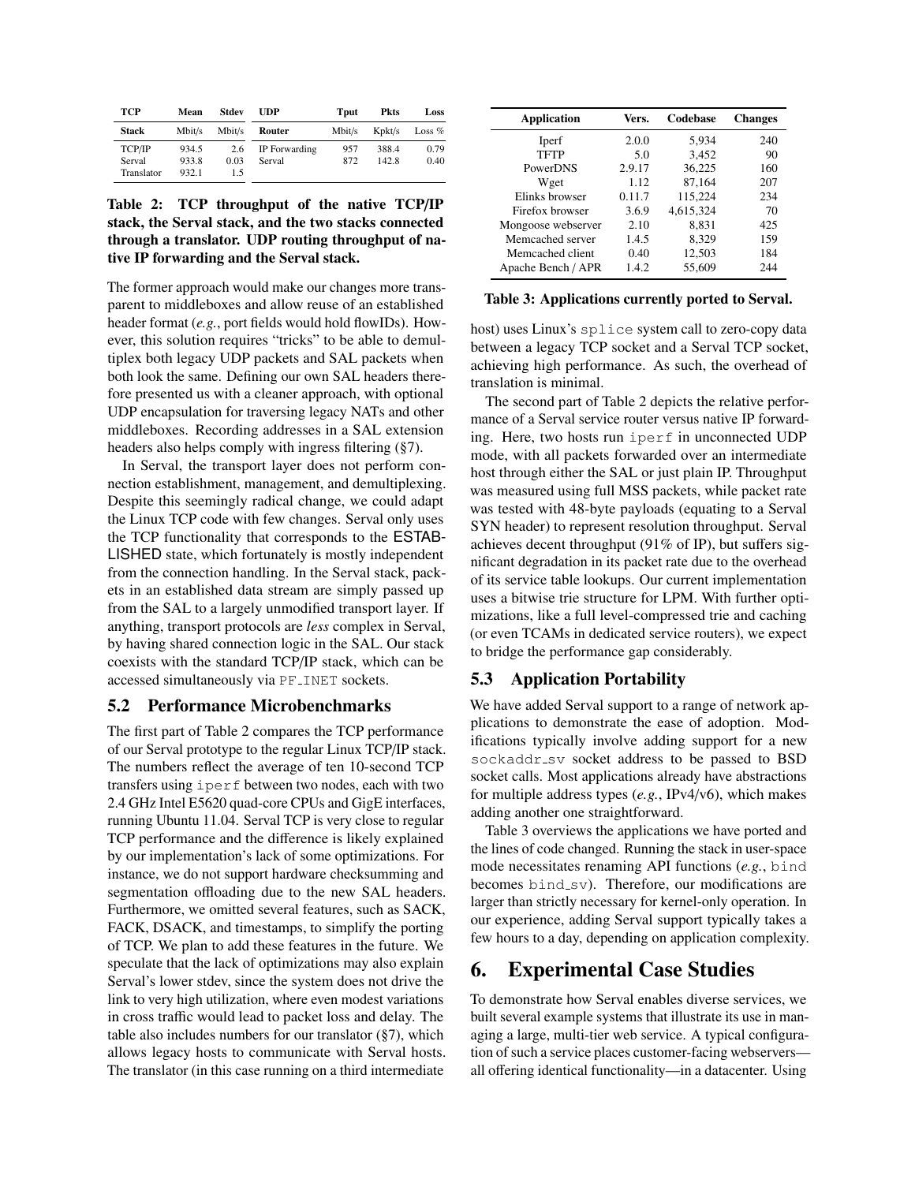| TCP | Mean | Stdev | UDP | Tput | Pkts | Loss |
|---|---|---|---|---|---|---|
| **Stack** | Mbit/s | Mbit/s | **Router** | Mbit/s | Kpkt/s | Loss % |
| TCP/IP | 934.5 | 2.6 | IP Forwarding | 957 | 388.4 | 0.79 |
| Serval | 933.8 | 0.03 | Serval | 872 | 142.8 | 0.40 |
| Translator | 932.1 | 1.5 | | | | |

**Table 2: TCP throughput of the native TCP/IP stack, the Serval stack, and the two stacks connected through a translator. UDP routing throughput of native IP forwarding and the Serval stack.**

The former approach would make our changes more transparent to middleboxes and allow reuse of an established header format (*e.g.*, port fields would hold flowIDs). However, this solution requires "tricks" to be able to demultiplex both legacy UDP packets and SAL packets when both look the same. Defining our own SAL headers therefore presented us with a cleaner approach, with optional UDP encapsulation for traversing legacy NATs and other middleboxes. Recording addresses in a SAL extension headers also helps comply with ingress filtering (§7).

In Serval, the transport layer does not perform connection establishment, management, and demultiplexing. Despite this seemingly radical change, we could adapt the Linux TCP code with few changes. Serval only uses the TCP functionality that corresponds to the ESTABLISHED state, which fortunately is mostly independent from the connection handling. In the Serval stack, packets in an established data stream are simply passed up from the SAL to a largely unmodified transport layer. If anything, transport protocols are *less* complex in Serval, by having shared connection logic in the SAL. Our stack coexists with the standard TCP/IP stack, which can be accessed simultaneously via PF_INET sockets.

## 5.2 Performance Microbenchmarks

The first part of Table 2 compares the TCP performance of our Serval prototype to the regular Linux TCP/IP stack. The numbers reflect the average of ten 10-second TCP transfers using iperf between two nodes, each with two 2.4 GHz Intel E5620 quad-core CPUs and GigE interfaces, running Ubuntu 11.04. Serval TCP is very close to regular TCP performance and the difference is likely explained by our implementation's lack of some optimizations. For instance, we do not support hardware checksumming and segmentation offloading due to the new SAL headers. Furthermore, we omitted several features, such as SACK, FACK, DSACK, and timestamps, to simplify the porting of TCP. We plan to add these features in the future. We speculate that the lack of optimizations may also explain Serval's lower stdev, since the system does not drive the link to very high utilization, where even modest variations in cross traffic would lead to packet loss and delay. The table also includes numbers for our translator (§7), which allows legacy hosts to communicate with Serval hosts. The translator (in this case running on a third intermediate host) uses Linux's splice system call to zero-copy data between a legacy TCP socket and a Serval TCP socket, achieving high performance. As such, the overhead of translation is minimal.

The second part of Table 2 depicts the relative performance of a Serval service router versus native IP forwarding. Here, two hosts run iperf in unconnected UDP mode, with all packets forwarded over an intermediate host through either the SAL or just plain IP. Throughput was measured using full MSS packets, while packet rate was tested with 48-byte payloads (equating to a Serval SYN header) to represent resolution throughput. Serval achieves decent throughput (91% of IP), but suffers significant degradation in its packet rate due to the overhead of its service table lookups. Our current implementation uses a bitwise trie structure for LPM. With further optimizations, like a full level-compressed trie and caching (or even TCAMs in dedicated service routers), we expect to bridge the performance gap considerably.

| Application | Vers. | Codebase | Changes |
|---|---|---|---|
| Iperf | 2.0.0 | 5,934 | 240 |
| TFTP | 5.0 | 3,452 | 90 |
| PowerDNS | 2.9.17 | 36,225 | 160 |
| Wget | 1.12 | 87,164 | 207 |
| Elinks browser | 0.11.7 | 115,224 | 234 |
| Firefox browser | 3.6.9 | 4,615,324 | 70 |
| Mongoose webserver | 2.10 | 8,831 | 425 |
| Memcached server | 1.4.5 | 8,329 | 159 |
| Memcached client | 0.40 | 12,503 | 184 |
| Apache Bench / APR | 1.4.2 | 55,609 | 244 |

**Table 3: Applications currently ported to Serval.**

## 5.3 Application Portability

We have added Serval support to a range of network applications to demonstrate the ease of adoption. Modifications typically involve adding support for a new sockaddr_sv socket address to be passed to BSD socket calls. Most applications already have abstractions for multiple address types (*e.g.*, IPv4/v6), which makes adding another one straightforward.

Table 3 overviews the applications we have ported and the lines of code changed. Running the stack in user-space mode necessitates renaming API functions (*e.g.*, bind becomes bind_sv). Therefore, our modifications are larger than strictly necessary for kernel-only operation. In our experience, adding Serval support typically takes a few hours to a day, depending on application complexity.

# 6. Experimental Case Studies

To demonstrate how Serval enables diverse services, we built several example systems that illustrate its use in managing a large, multi-tier web service. A typical configuration of such a service places customer-facing webservers—all offering identical functionality—in a datacenter. Using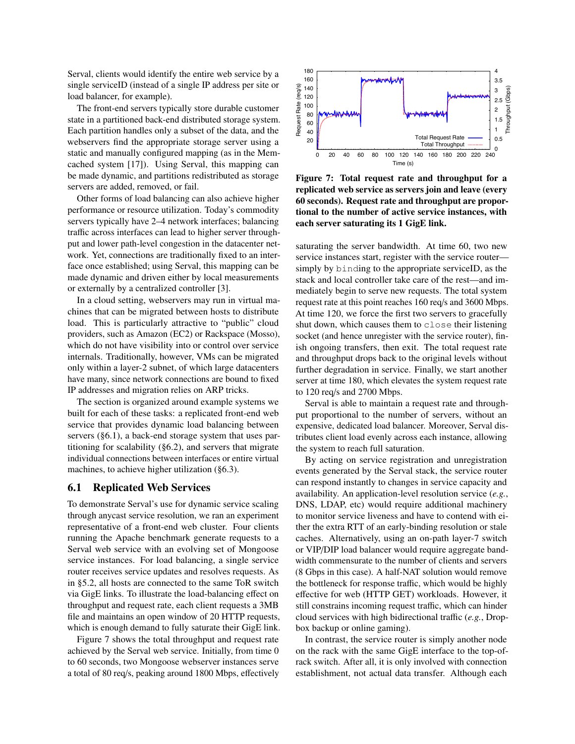Serval, clients would identify the entire web service by a single serviceID (instead of a single IP address per site or load balancer, for example).

The front-end servers typically store durable customer state in a partitioned back-end distributed storage system. Each partition handles only a subset of the data, and the webservers find the appropriate storage server using a static and manually configured mapping (as in the Memcached system [17]). Using Serval, this mapping can be made dynamic, and partitions redistributed as storage servers are added, removed, or fail.

Other forms of load balancing can also achieve higher performance or resource utilization. Today's commodity servers typically have 2–4 network interfaces; balancing traffic across interfaces can lead to higher server throughput and lower path-level congestion in the datacenter network. Yet, connections are traditionally fixed to an interface once established; using Serval, this mapping can be made dynamic and driven either by local measurements or externally by a centralized controller [3].

In a cloud setting, webservers may run in virtual machines that can be migrated between hosts to distribute load. This is particularly attractive to "public" cloud providers, such as Amazon (EC2) or Rackspace (Mosso), which do not have visibility into or control over service internals. Traditionally, however, VMs can be migrated only within a layer-2 subnet, of which large datacenters have many, since network connections are bound to fixed IP addresses and migration relies on ARP tricks.

The section is organized around example systems we built for each of these tasks: a replicated front-end web service that provides dynamic load balancing between servers (§6.1), a back-end storage system that uses partitioning for scalability (§6.2), and servers that migrate individual connections between interfaces or entire virtual machines, to achieve higher utilization (§6.3).

## 6.1 Replicated Web Services

To demonstrate Serval's use for dynamic service scaling through anycast service resolution, we ran an experiment representative of a front-end web cluster. Four clients running the Apache benchmark generate requests to a Serval web service with an evolving set of Mongoose service instances. For load balancing, a single service router receives service updates and resolves requests. As in §5.2, all hosts are connected to the same ToR switch via GigE links. To illustrate the load-balancing effect on throughput and request rate, each client requests a 3MB file and maintains an open window of 20 HTTP requests, which is enough demand to fully saturate their GigE link.

Figure 7 shows the total throughput and request rate achieved by the Serval web service. Initially, from time 0 to 60 seconds, two Mongoose webserver instances serve a total of 80 req/s, peaking around 1800 Mbps, effectively saturating the server bandwidth. At time 60, two new service instances start, register with the service router—simply by `bind`ing to the appropriate serviceID, as the stack and local controller take care of the rest—and immediately begin to serve new requests. The total system request rate at this point reaches 160 req/s and 3600 Mbps. At time 120, we force the first two servers to gracefully shut down, which causes them to `close` their listening socket (and hence unregister with the service router), finish ongoing transfers, then exit. The total request rate and throughput drops back to the original levels without further degradation in service. Finally, we start another server at time 180, which elevates the system request rate to 120 req/s and 2700 Mbps.

**Figure 7: Total request rate and throughput for a replicated web service as servers join and leave (every 60 seconds). Request rate and throughput are proportional to the number of active service instances, with each server saturating its 1 GigE link.**

Serval is able to maintain a request rate and throughput proportional to the number of servers, without an expensive, dedicated load balancer. Moreover, Serval distributes client load evenly across each instance, allowing the system to reach full saturation.

By acting on service registration and unregistration events generated by the Serval stack, the service router can respond instantly to changes in service capacity and availability. An application-level resolution service (*e.g.*, DNS, LDAP, etc) would require additional machinery to monitor service liveness and have to contend with either the extra RTT of an early-binding resolution or stale caches. Alternatively, using an on-path layer-7 switch or VIP/DIP load balancer would require aggregate bandwidth commensurate to the number of clients and servers (8 Gbps in this case). A half-NAT solution would remove the bottleneck for response traffic, which would be highly effective for web (HTTP GET) workloads. However, it still constrains incoming request traffic, which can hinder cloud services with high bidirectional traffic (*e.g.*, Dropbox backup or online gaming).

In contrast, the service router is simply another node on the rack with the same GigE interface to the top-of-rack switch. After all, it is only involved with connection establishment, not actual data transfer. Although each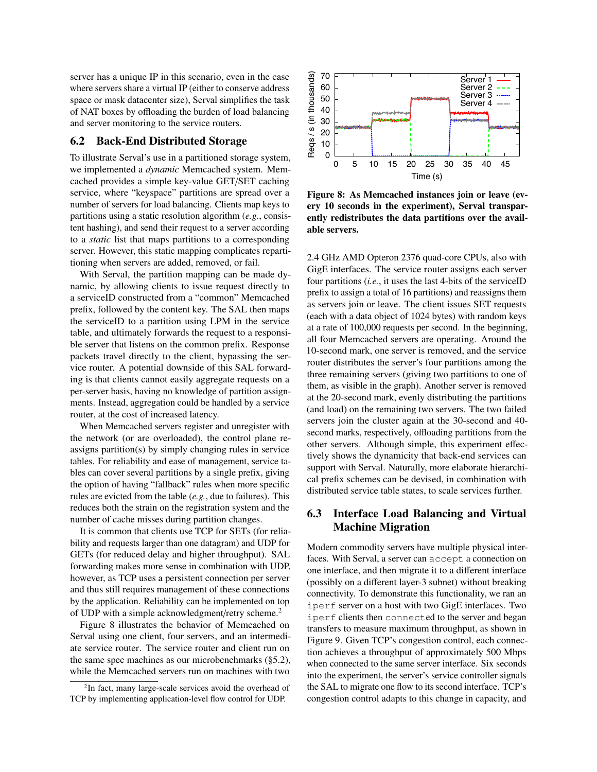server has a unique IP in this scenario, even in the case where servers share a virtual IP (either to conserve address space or mask datacenter size), Serval simplifies the task of NAT boxes by offloading the burden of load balancing and server monitoring to the service routers.

## 6.2 Back-End Distributed Storage

To illustrate Serval's use in a partitioned storage system, we implemented a *dynamic* Memcached system. Memcached provides a simple key-value GET/SET caching service, where "keyspace" partitions are spread over a number of servers for load balancing. Clients map keys to partitions using a static resolution algorithm (*e.g.*, consistent hashing), and send their request to a server according to a *static* list that maps partitions to a corresponding server. However, this static mapping complicates repartitioning when servers are added, removed, or fail.

With Serval, the partition mapping can be made dynamic, by allowing clients to issue request directly to a serviceID constructed from a "common" Memcached prefix, followed by the content key. The SAL then maps the serviceID to a partition using LPM in the service table, and ultimately forwards the request to a responsible server that listens on the common prefix. Response packets travel directly to the client, bypassing the service router. A potential downside of this SAL forwarding is that clients cannot easily aggregate requests on a per-server basis, having no knowledge of partition assignments. Instead, aggregation could be handled by a service router, at the cost of increased latency.

When Memcached servers register and unregister with the network (or are overloaded), the control plane reassigns partition(s) by simply changing rules in service tables. For reliability and ease of management, service tables can cover several partitions by a single prefix, giving the option of having "fallback" rules when more specific rules are evicted from the table (*e.g.*, due to failures). This reduces both the strain on the registration system and the number of cache misses during partition changes.

It is common that clients use TCP for SETs (for reliability and requests larger than one datagram) and UDP for GETs (for reduced delay and higher throughput). SAL forwarding makes more sense in combination with UDP, however, as TCP uses a persistent connection per server and thus still requires management of these connections by the application. Reliability can be implemented on top of UDP with a simple acknowledgment/retry scheme.[2]

Figure 8 illustrates the behavior of Memcached on Serval using one client, four servers, and an intermediate service router. The service router and client run on the same spec machines as our microbenchmarks (§5.2), while the Memcached servers run on machines with two

[2] In fact, many large-scale services avoid the overhead of TCP by implementing application-level flow control for UDP.

**Figure 8: As Memcached instances join or leave (every 10 seconds in the experiment), Serval transparently redistributes the data partitions over the available servers.**

2.4 GHz AMD Opteron 2376 quad-core CPUs, also with GigE interfaces. The service router assigns each server four partitions (*i.e.*, it uses the last 4-bits of the serviceID prefix to assign a total of 16 partitions) and reassigns them as servers join or leave. The client issues SET requests (each with a data object of 1024 bytes) with random keys at a rate of 100,000 requests per second. In the beginning, all four Memcached servers are operating. Around the 10-second mark, one server is removed, and the service router distributes the server's four partitions among the three remaining servers (giving two partitions to one of them, as visible in the graph). Another server is removed at the 20-second mark, evenly distributing the partitions (and load) on the remaining two servers. The two failed servers join the cluster again at the 30-second and 40-second marks, respectively, offloading partitions from the other servers. Although simple, this experiment effectively shows the dynamicity that back-end services can support with Serval. Naturally, more elaborate hierarchical prefix schemes can be devised, in combination with distributed service table states, to scale services further.

## 6.3 Interface Load Balancing and Virtual Machine Migration

Modern commodity servers have multiple physical interfaces. With Serval, a server can `accept` a connection on one interface, and then migrate it to a different interface (possibly on a different layer-3 subnet) without breaking connectivity. To demonstrate this functionality, we ran an `iperf` server on a host with two GigE interfaces. Two `iperf` clients then `connect`ed to the server and began transfers to measure maximum throughput, as shown in Figure 9. Given TCP's congestion control, each connection achieves a throughput of approximately 500 Mbps when connected to the same server interface. Six seconds into the experiment, the server's service controller signals the SAL to migrate one flow to its second interface. TCP's congestion control adapts to this change in capacity, and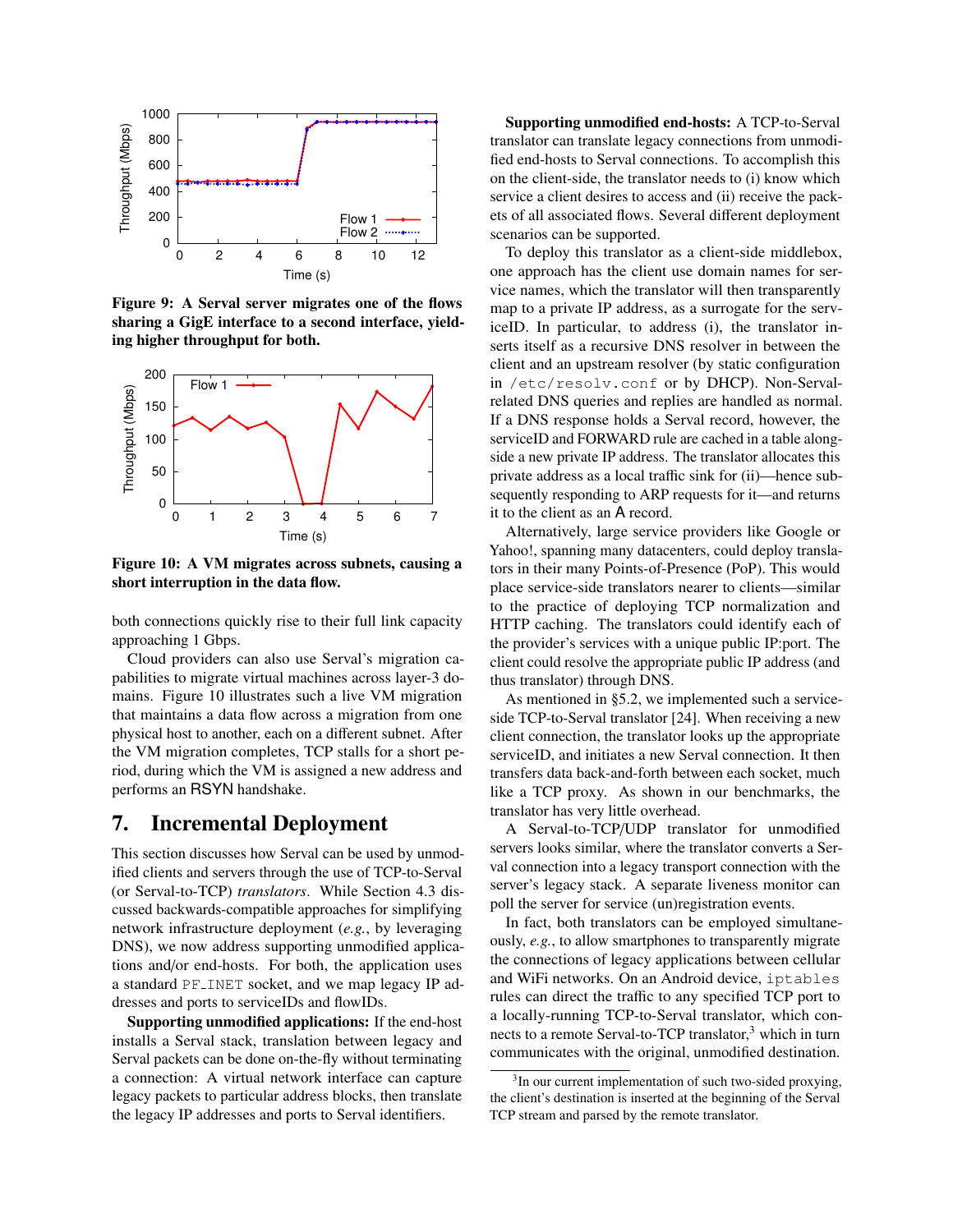**Figure 9: A Serval server migrates one of the flows sharing a GigE interface to a second interface, yielding higher throughput for both.**

**Figure 10: A VM migrates across subnets, causing a short interruption in the data flow.**

both connections quickly rise to their full link capacity approaching 1 Gbps.

Cloud providers can also use Serval's migration capabilities to migrate virtual machines across layer-3 domains. Figure 10 illustrates such a live VM migration that maintains a data flow across a migration from one physical host to another, each on a different subnet. After the VM migration completes, TCP stalls for a short period, during which the VM is assigned a new address and performs an RSYN handshake.

# 7. Incremental Deployment

This section discusses how Serval can be used by unmodified clients and servers through the use of TCP-to-Serval (or Serval-to-TCP) *translators*. While Section 4.3 discussed backwards-compatible approaches for simplifying network infrastructure deployment (*e.g.*, by leveraging DNS), we now address supporting unmodified applications and/or end-hosts. For both, the application uses a standard PF_INET socket, and we map legacy IP addresses and ports to serviceIDs and flowIDs.

**Supporting unmodified applications:** If the end-host installs a Serval stack, translation between legacy and Serval packets can be done on-the-fly without terminating a connection: A virtual network interface can capture legacy packets to particular address blocks, then translate the legacy IP addresses and ports to Serval identifiers.

**Supporting unmodified end-hosts:** A TCP-to-Serval translator can translate legacy connections from unmodified end-hosts to Serval connections. To accomplish this on the client-side, the translator needs to (i) know which service a client desires to access and (ii) receive the packets of all associated flows. Several different deployment scenarios can be supported.

To deploy this translator as a client-side middlebox, one approach has the client use domain names for service names, which the translator will then transparently map to a private IP address, as a surrogate for the serviceID. In particular, to address (i), the translator inserts itself as a recursive DNS resolver in between the client and an upstream resolver (by static configuration in /etc/resolv.conf or by DHCP). Non-Serval-related DNS queries and replies are handled as normal. If a DNS response holds a Serval record, however, the serviceID and FORWARD rule are cached in a table alongside a new private IP address. The translator allocates this private address as a local traffic sink for (ii)—hence subsequently responding to ARP requests for it—and returns it to the client as an A record.

Alternatively, large service providers like Google or Yahoo!, spanning many datacenters, could deploy translators in their many Points-of-Presence (PoP). This would place service-side translators nearer to clients—similar to the practice of deploying TCP normalization and HTTP caching. The translators could identify each of the provider's services with a unique public IP:port. The client could resolve the appropriate public IP address (and thus translator) through DNS.

As mentioned in §5.2, we implemented such a service-side TCP-to-Serval translator [24]. When receiving a new client connection, the translator looks up the appropriate serviceID, and initiates a new Serval connection. It then transfers data back-and-forth between each socket, much like a TCP proxy. As shown in our benchmarks, the translator has very little overhead.

A Serval-to-TCP/UDP translator for unmodified servers looks similar, where the translator converts a Serval connection into a legacy transport connection with the server's legacy stack. A separate liveness monitor can poll the server for service (un)registration events.

In fact, both translators can be employed simultaneously, *e.g.*, to allow smartphones to transparently migrate the connections of legacy applications between cellular and WiFi networks. On an Android device, iptables rules can direct the traffic to any specified TCP port to a locally-running TCP-to-Serval translator, which connects to a remote Serval-to-TCP translator,[3] which in turn communicates with the original, unmodified destination.

[3] In our current implementation of such two-sided proxying, the client's destination is inserted at the beginning of the Serval TCP stream and parsed by the remote translator.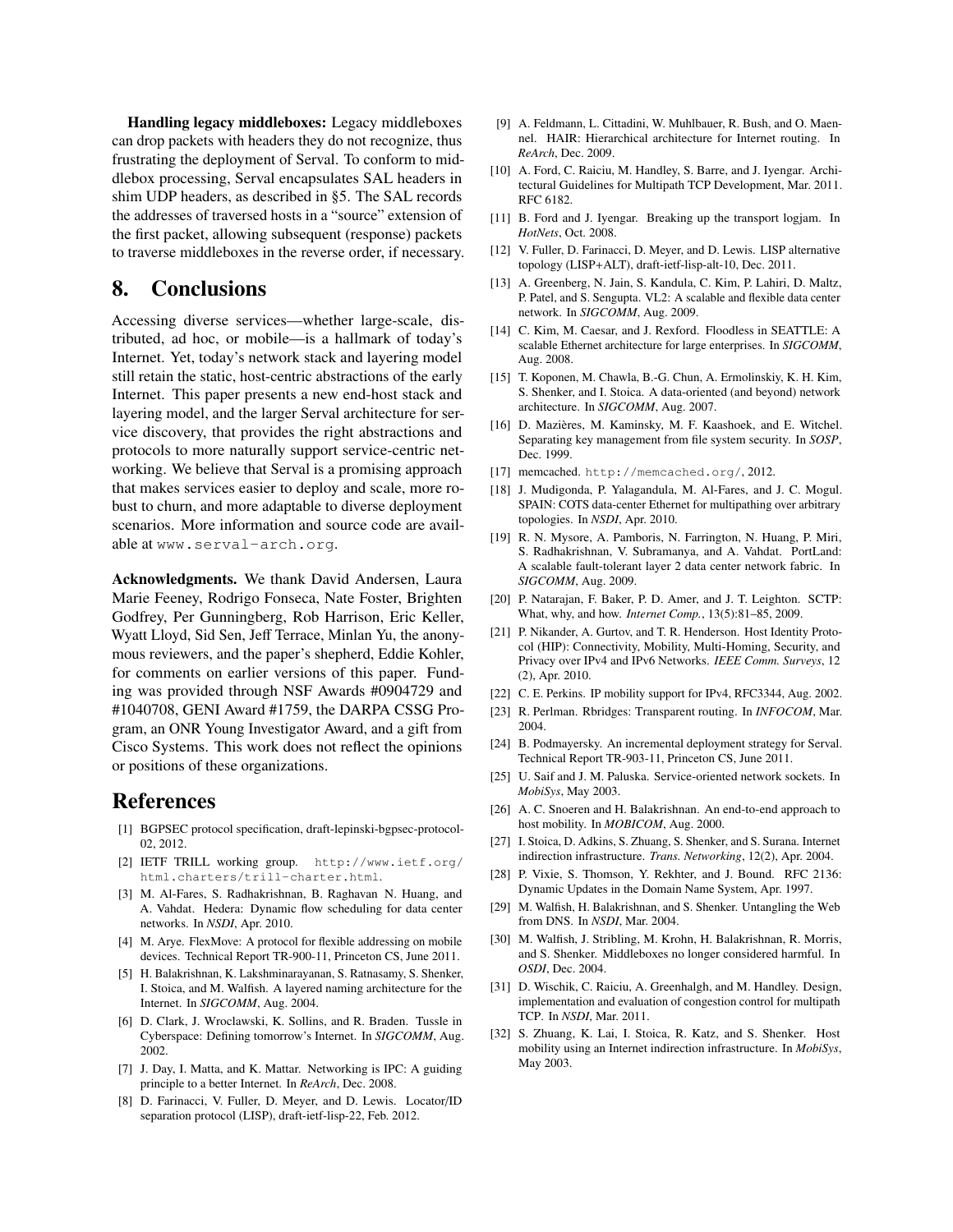**Handling legacy middleboxes:** Legacy middleboxes can drop packets with headers they do not recognize, thus frustrating the deployment of Serval. To conform to middlebox processing, Serval encapsulates SAL headers in shim UDP headers, as described in §5. The SAL records the addresses of traversed hosts in a "source" extension of the first packet, allowing subsequent (response) packets to traverse middleboxes in the reverse order, if necessary.

## 8. Conclusions

Accessing diverse services—whether large-scale, distributed, ad hoc, or mobile—is a hallmark of today's Internet. Yet, today's network stack and layering model still retain the static, host-centric abstractions of the early Internet. This paper presents a new end-host stack and layering model, and the larger Serval architecture for service discovery, that provides the right abstractions and protocols to more naturally support service-centric networking. We believe that Serval is a promising approach that makes services easier to deploy and scale, more robust to churn, and more adaptable to diverse deployment scenarios. More information and source code are available at www.serval-arch.org.

**Acknowledgments.** We thank David Andersen, Laura Marie Feeney, Rodrigo Fonseca, Nate Foster, Brighten Godfrey, Per Gunningberg, Rob Harrison, Eric Keller, Wyatt Lloyd, Sid Sen, Jeff Terrace, Minlan Yu, the anonymous reviewers, and the paper's shepherd, Eddie Kohler, for comments on earlier versions of this paper. Funding was provided through NSF Awards #0904729 and #1040708, GENI Award #1759, the DARPA CSSG Program, an ONR Young Investigator Award, and a gift from Cisco Systems. This work does not reflect the opinions or positions of these organizations.

## References

[1] BGPSEC protocol specification, draft-lepinski-bgpsec-protocol-02, 2012.

[2] IETF TRILL working group. http://www.ietf.org/html.charters/trill-charter.html.

[3] M. Al-Fares, S. Radhakrishnan, B. Raghavan N. Huang, and A. Vahdat. Hedera: Dynamic flow scheduling for data center networks. In *NSDI*, Apr. 2010.

[4] M. Arye. FlexMove: A protocol for flexible addressing on mobile devices. Technical Report TR-900-11, Princeton CS, June 2011.

[5] H. Balakrishnan, K. Lakshminarayanan, S. Ratnasamy, S. Shenker, I. Stoica, and M. Walfish. A layered naming architecture for the Internet. In *SIGCOMM*, Aug. 2004.

[6] D. Clark, J. Wroclawski, K. Sollins, and R. Braden. Tussle in Cyberspace: Defining tomorrow's Internet. In *SIGCOMM*, Aug. 2002.

[7] J. Day, I. Matta, and K. Mattar. Networking is IPC: A guiding principle to a better Internet. In *ReArch*, Dec. 2008.

[8] D. Farinacci, V. Fuller, D. Meyer, and D. Lewis. Locator/ID separation protocol (LISP), draft-ietf-lisp-22, Feb. 2012.

[9] A. Feldmann, L. Cittadini, W. Muhlbauer, R. Bush, and O. Maennel. HAIR: Hierarchical architecture for Internet routing. In *ReArch*, Dec. 2009.

[10] A. Ford, C. Raiciu, M. Handley, S. Barre, and J. Iyengar. Architectural Guidelines for Multipath TCP Development, Mar. 2011. RFC 6182.

[11] B. Ford and J. Iyengar. Breaking up the transport logjam. In *HotNets*, Oct. 2008.

[12] V. Fuller, D. Farinacci, D. Meyer, and D. Lewis. LISP alternative topology (LISP+ALT), draft-ietf-lisp-alt-10, Dec. 2011.

[13] A. Greenberg, N. Jain, S. Kandula, C. Kim, P. Lahiri, D. Maltz, P. Patel, and S. Sengupta. VL2: A scalable and flexible data center network. In *SIGCOMM*, Aug. 2009.

[14] C. Kim, M. Caesar, and J. Rexford. Floodless in SEATTLE: A scalable Ethernet architecture for large enterprises. In *SIGCOMM*, Aug. 2008.

[15] T. Koponen, M. Chawla, B.-G. Chun, A. Ermolinskiy, K. H. Kim, S. Shenker, and I. Stoica. A data-oriented (and beyond) network architecture. In *SIGCOMM*, Aug. 2007.

[16] D. Mazières, M. Kaminsky, M. F. Kaashoek, and E. Witchel. Separating key management from file system security. In *SOSP*, Dec. 1999.

[17] memcached. http://memcached.org/, 2012.

[18] J. Mudigonda, P. Yalagandula, M. Al-Fares, and J. C. Mogul. SPAIN: COTS data-center Ethernet for multipathing over arbitrary topologies. In *NSDI*, Apr. 2010.

[19] R. N. Mysore, A. Pamboris, N. Farrington, N. Huang, P. Miri, S. Radhakrishnan, V. Subramanya, and A. Vahdat. PortLand: A scalable fault-tolerant layer 2 data center network fabric. In *SIGCOMM*, Aug. 2009.

[20] P. Natarajan, F. Baker, P. D. Amer, and J. T. Leighton. SCTP: What, why, and how. *Internet Comp.*, 13(5):81–85, 2009.

[21] P. Nikander, A. Gurtov, and T. R. Henderson. Host Identity Protocol (HIP): Connectivity, Mobility, Multi-Homing, Security, and Privacy over IPv4 and IPv6 Networks. *IEEE Comm. Surveys*, 12 (2), Apr. 2010.

[22] C. E. Perkins. IP mobility support for IPv4, RFC3344, Aug. 2002.

[23] R. Perlman. Rbridges: Transparent routing. In *INFOCOM*, Mar. 2004.

[24] B. Podmayersky. An incremental deployment strategy for Serval. Technical Report TR-903-11, Princeton CS, June 2011.

[25] U. Saif and J. M. Paluska. Service-oriented network sockets. In *MobiSys*, May 2003.

[26] A. C. Snoeren and H. Balakrishnan. An end-to-end approach to host mobility. In *MOBICOM*, Aug. 2000.

[27] I. Stoica, D. Adkins, S. Zhuang, S. Shenker, and S. Surana. Internet indirection infrastructure. *Trans. Networking*, 12(2), Apr. 2004.

[28] P. Vixie, S. Thomson, Y. Rekhter, and J. Bound. RFC 2136: Dynamic Updates in the Domain Name System, Apr. 1997.

[29] M. Walfish, H. Balakrishnan, and S. Shenker. Untangling the Web from DNS. In *NSDI*, Mar. 2004.

[30] M. Walfish, J. Stribling, M. Krohn, H. Balakrishnan, R. Morris, and S. Shenker. Middleboxes no longer considered harmful. In *OSDI*, Dec. 2004.

[31] D. Wischik, C. Raiciu, A. Greenhalgh, and M. Handley. Design, implementation and evaluation of congestion control for multipath TCP. In *NSDI*, Mar. 2011.

[32] S. Zhuang, K. Lai, I. Stoica, R. Katz, and S. Shenker. Host mobility using an Internet indirection infrastructure. In *MobiSys*, May 2003.